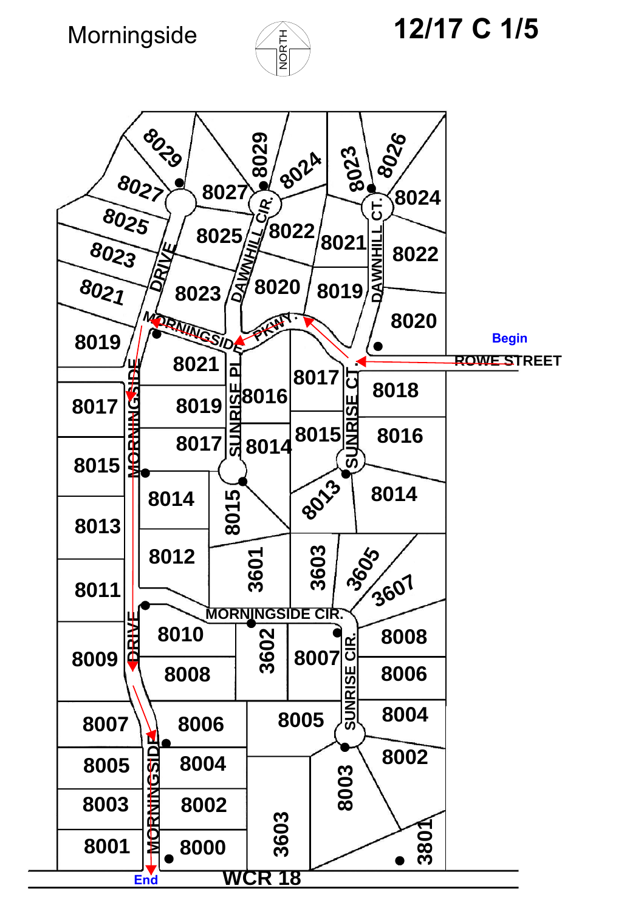Morningside

NORTH

12/17 C 1/5

Begin

ROWE STREET

DAWNHILL CT.

DAWNHILL CIR.

MORNINGSIDE PKWY.

MORNINGSIDE DRIVE

SUNRISE PL.

SUNRISE CT.

MORNINGSIDE CIR.

SUNRISE CIR.

MORNINGSIDE

WCR 18

End

8029 8027 8025 8023 8021 8019 8017 8015 8013 8011 8009 8007 8005 8003 8001

8027 8025 8023 8021 8019 8017 8014 8012 8010 8008 8006 8004 8002 8000

8029 8024 8022 8020 8016 8014 8015 3601 3602

8023 8026 8024 8021 8022 8019 8020 8017 8018 8015 8016 8013 8014

3603 3605 3607 8008 8007 8006 8005 8004 8002 8003 3603 3801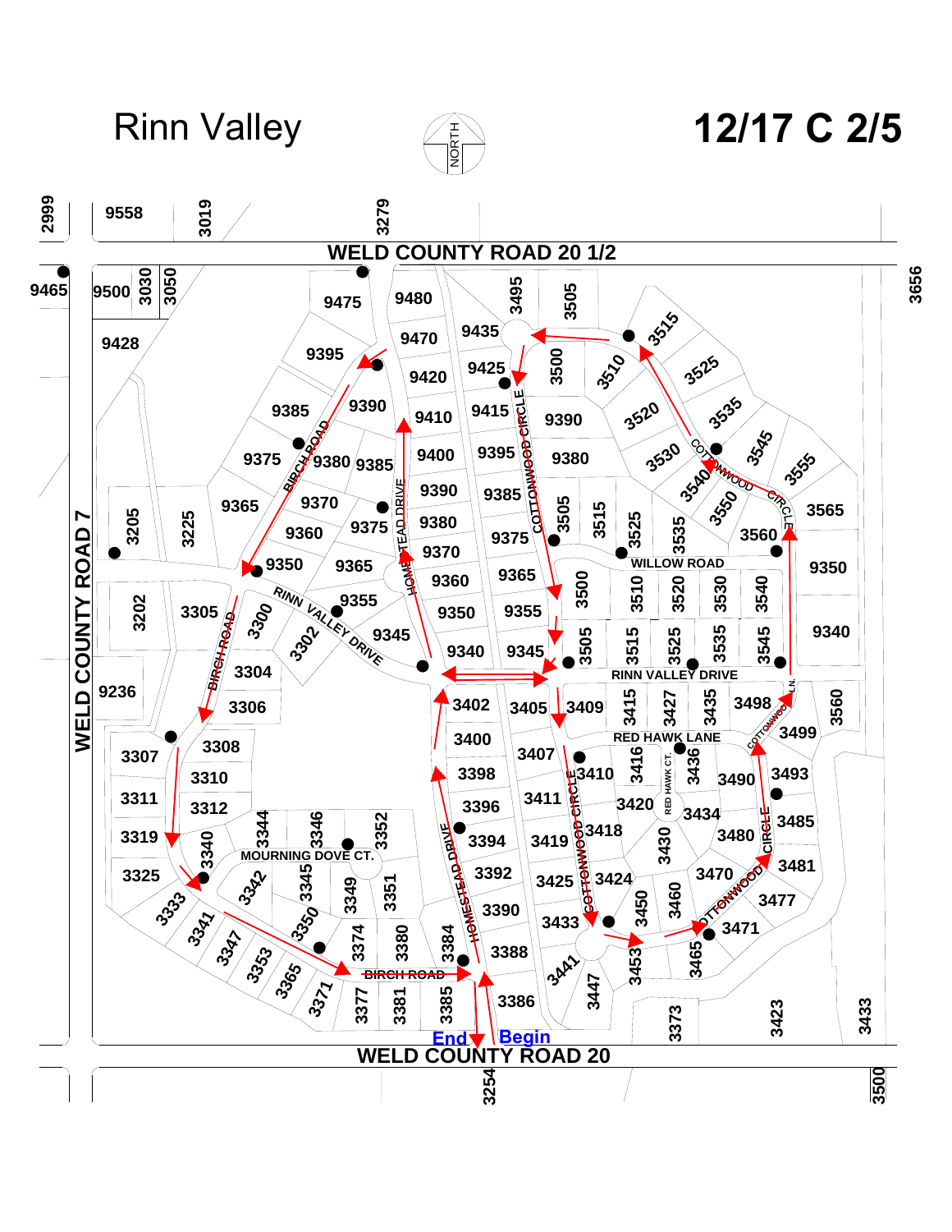# Rinn Valley

**12/17 C 2/5**

NORTH

WELD COUNTY ROAD 20 1/2

WELD COUNTY ROAD 7

WELD COUNTY ROAD 20

BIRCH ROAD

HOMESTEAD DRIVE

COTTONWOOD CIRCLE

WILLOW ROAD

RINN VALLEY DRIVE

RED HAWK LANE

RED HAWK CT.

MOURNING DOVE CT.

End

Begin

2999 9558 3019 3279

9465 9500 3030 3050 9475 9480 3495 3505 3656

9428 9395 9470 9435 3515

9420 9425 3500 3510 3525

9385 9390 9410 9415 9390 3520 3535

9375 9380 9385 9400 9395 9380 3530 3545

9365 9370 9390 9385 3540 3550 3555

3205 3225 9360 9375 9380 9375 3505 3515 3525 3535 3560 3565

9350 9365 9370 9365 9350

3202 3305 3300 9355 9360 9355 3500 3510 3520 3530 3540

3302 9345 9350

3304 9340 9345 3505 3515 3525 3535 3545 9340

9236 3306 3402 3405 3409 3415 3427 3435 3498 3560

3307 3308 3400 3407 3416 3436 3499

3310 3398 3410 3490 3493

3311 3312 3396 3411 3420 3434

3319 3344 3346 3352 3340 3394 3419 3418 3430 3480 3485

3325 3345 3392 3424 3470 3481

3342 3349 3351 3425 3460 3477

3333 3390 3433 3450 3471

3341 3350 3374 3380 3384 3388 3465

3347 3353 3441 3453

3365 3371 3377 3381 3385 3386 3447 3373 3423 3433

3254 3500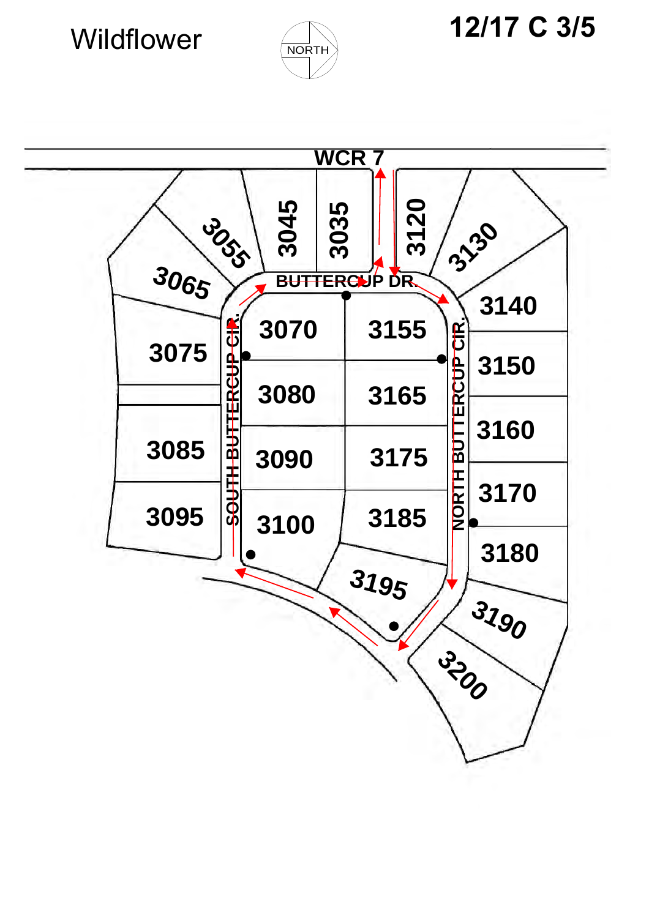Wildflower

12/17 C 3/5

NORTH

WCR 7

BUTTERCUP DR.

SOUTH BUTTERCUP CIR.

NORTH BUTTERCUP CIR.

3055
3045
3035
3120
3130
3065
3140
3070
3155
3075
3150
3080
3165
3160
3085
3090
3175
3170
3095
3100
3185
3180
3195
3190
3200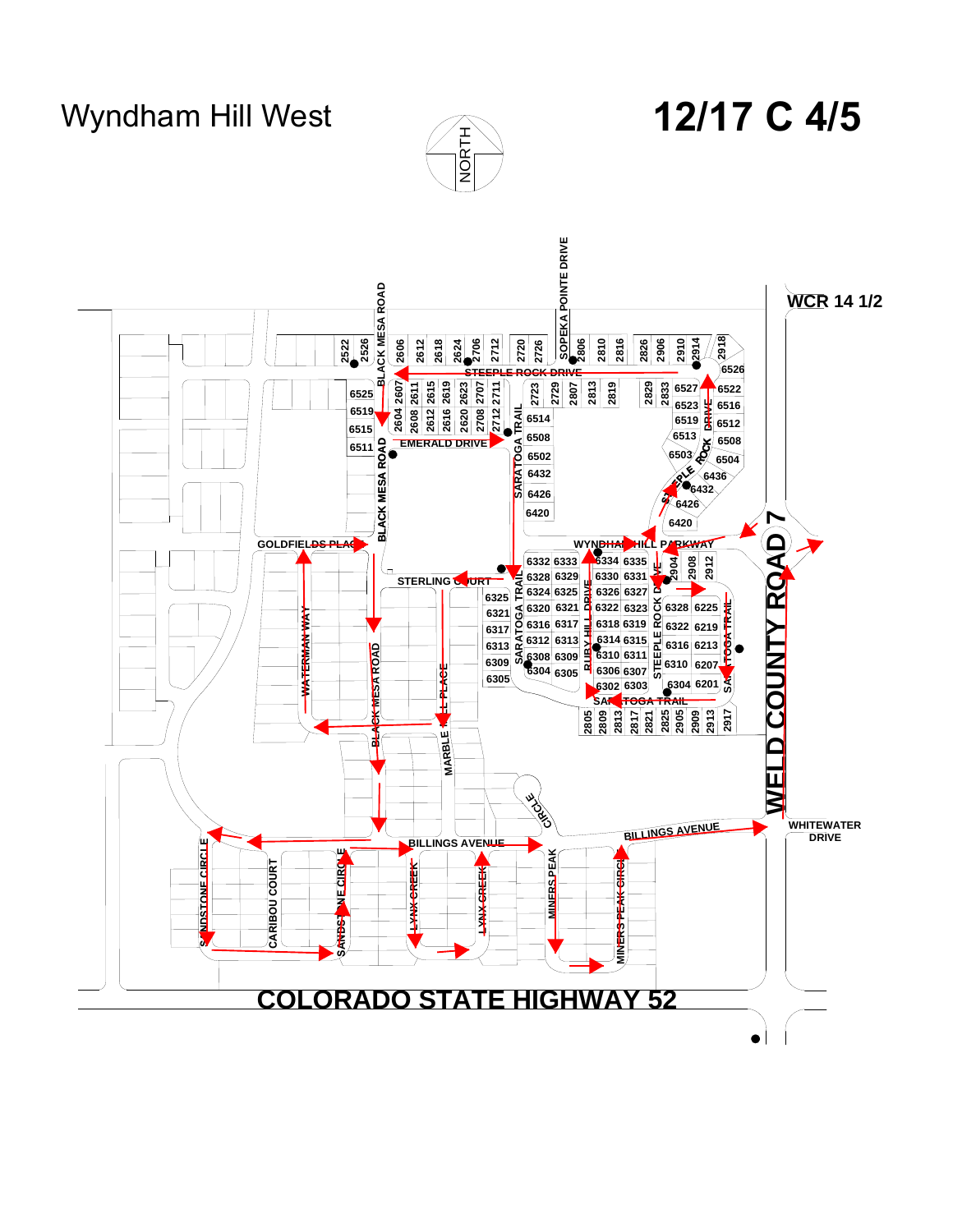# Wyndham Hill West

# 12/17 C 4/5

NORTH

WCR 14 1/2

SOPEKA POINTE DRIVE

BLACK MESA ROAD

STEEPLE ROCK DRIVE

EMERALD DRIVE

SARATOGA TRAIL

GOLDFIELDS PLACE

WYNDHAM HILL PARKWAY

STERLING COURT

WATERMAN WAY

MARBLE HILL PLACE

RUBY HILL DRIVE

STEEPLE ROCK DRIVE

WELD COUNTY ROAD 7

CIRCLE

BILLINGS AVENUE

WHITEWATER DRIVE

SANDSTONE CIRCLE

CARIBOU COURT

LYNX CREEK

MINERS PEAK

MINERS PEAK CIRCLE

COLORADO STATE HIGHWAY 52

2522 2526 2606 2612 2618 2624 2706 2712 2720 2726 2806 2810 2816 2826 2906 2910 2914 2918

6526 6522 6516 6512 6508 6504

6525 6519 6515 6511

2607 2611 2615 2619 2623 2707 2711 2723 2729 2807 2813 2819 2829 2833

2604 2608 2612 2616 2620 2708 2712

6514 6508 6502 6432 6426 6420

6527 6523 6519 6513 6503

6436 6432 6426 6420

6332 6333 6328 6329 6324 6325 6320 6321 6316 6317 6312 6313 6308 6309 6304 6305

6325 6321 6317 6313 6309 6305

6334 6335 6330 6331 6326 6327 6322 6323 6318 6319 6314 6315 6310 6311 6306 6307 6302 6303

2904 2908 2912

6328 6225 6322 6219 6316 6213 6310 6207 6304 6201

2805 2809 2813 2817 2821 2825 2905 2909 2913 2917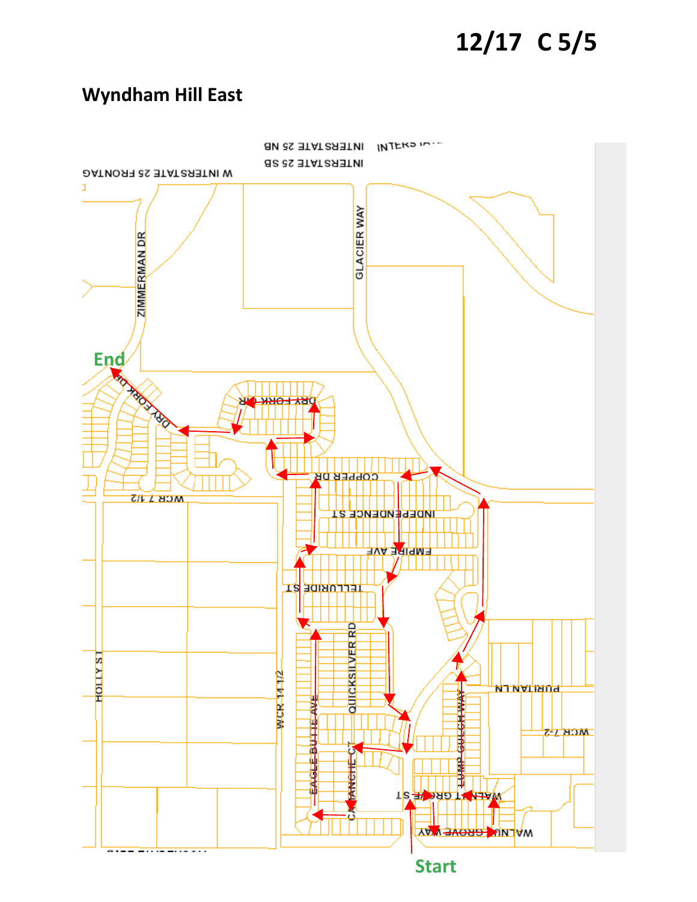**12/17 C 5/5**

**Wyndham Hill East**

INTERSTATE 25 NB

INTERSTATE 25 SB

W INTERSTATE 25 FRONTAG

ZIMMERMAN DR

GLACIER WAY

End

DRY FORK DR

DRY FORK CIR

COPPER DR

INDEPENDENCE ST

EMPIRE AVE

TELLURIDE ST

WCR 7 1/2

HOLLY ST

WCR 14 1/2

EAGLE BUTTE AVE

QUICKSILVER RD

CAMANCHE CT

LUMP GULCH WAY

PURITAN LN

WCR 7-2

WALNUT GROVE ST

WALNUT GROVE WAY

Start